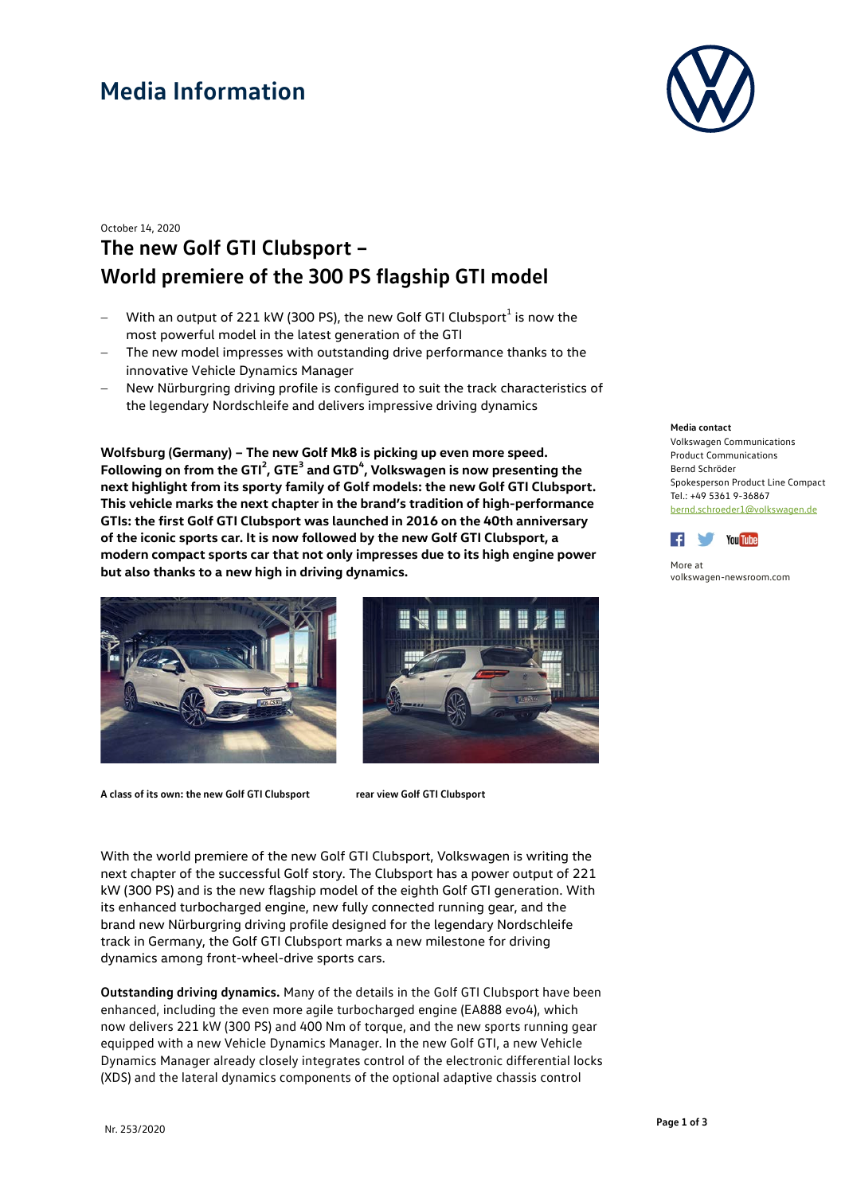# Media Information

October 14, 2020

## The new Golf GTI Clubsport – World premiere of the 300 PS flagship GTI model

- With an output of 221 kW (300 PS), the new Golf GTI Clubsport[1] is now the most powerful model in the latest generation of the GTI
- The new model impresses with outstanding drive performance thanks to the innovative Vehicle Dynamics Manager
- New Nürburgring driving profile is configured to suit the track characteristics of the legendary Nordschleife and delivers impressive driving dynamics

**Wolfsburg (Germany) – The new Golf Mk8 is picking up even more speed. Following on from the GTI[2], GTE[3] and GTD[4], Volkswagen is now presenting the next highlight from its sporty family of Golf models: the new Golf GTI Clubsport. This vehicle marks the next chapter in the brand's tradition of high-performance GTIs: the first Golf GTI Clubsport was launched in 2016 on the 40th anniversary of the iconic sports car. It is now followed by the new Golf GTI Clubsport, a modern compact sports car that not only impresses due to its high engine power but also thanks to a new high in driving dynamics.**

**A class of its own: the new Golf GTI Clubsport**

**rear view Golf GTI Clubsport**

With the world premiere of the new Golf GTI Clubsport, Volkswagen is writing the next chapter of the successful Golf story. The Clubsport has a power output of 221 kW (300 PS) and is the new flagship model of the eighth Golf GTI generation. With its enhanced turbocharged engine, new fully connected running gear, and the brand new Nürburgring driving profile designed for the legendary Nordschleife track in Germany, the Golf GTI Clubsport marks a new milestone for driving dynamics among front-wheel-drive sports cars.

**Outstanding driving dynamics.** Many of the details in the Golf GTI Clubsport have been enhanced, including the even more agile turbocharged engine (EA888 evo4), which now delivers 221 kW (300 PS) and 400 Nm of torque, and the new sports running gear equipped with a new Vehicle Dynamics Manager. In the new Golf GTI, a new Vehicle Dynamics Manager already closely integrates control of the electronic differential locks (XDS) and the lateral dynamics components of the optional adaptive chassis control

**Media contact**
Volkswagen Communications
Product Communications
Bernd Schröder
Spokesperson Product Line Compact
Tel.: +49 5361 9-36867
bernd.schroeder1@volkswagen.de

More at
volkswagen-newsroom.com

Nr. 253/2020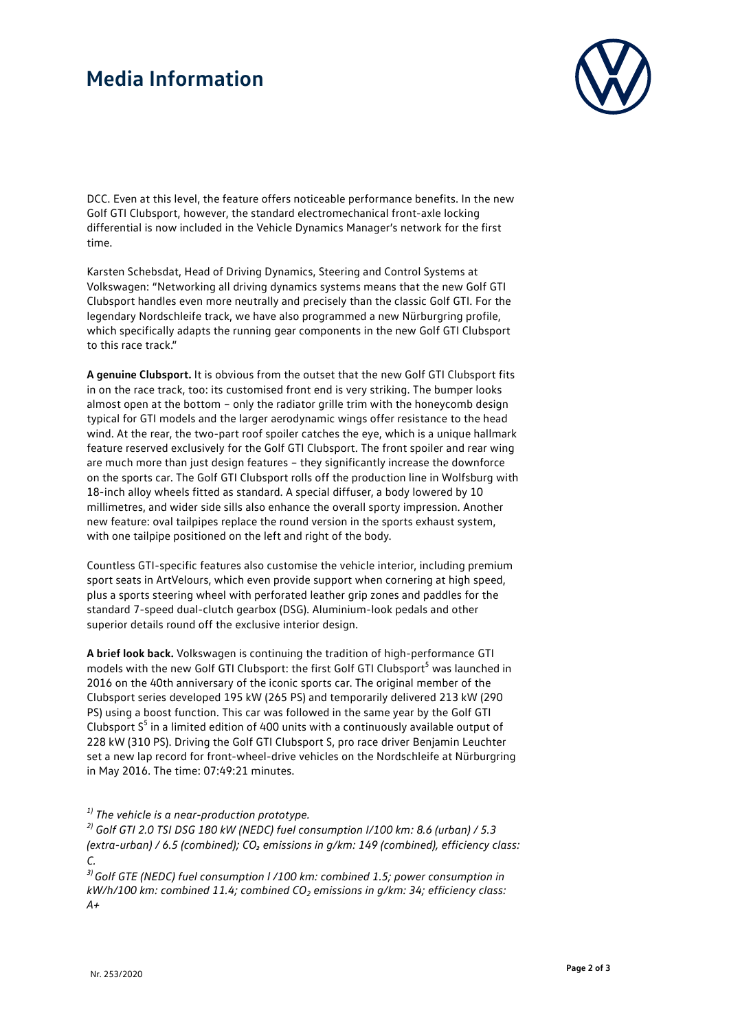DCC. Even at this level, the feature offers noticeable performance benefits. In the new Golf GTI Clubsport, however, the standard electromechanical front-axle locking differential is now included in the Vehicle Dynamics Manager's network for the first time.

Karsten Schebsdat, Head of Driving Dynamics, Steering and Control Systems at Volkswagen: "Networking all driving dynamics systems means that the new Golf GTI Clubsport handles even more neutrally and precisely than the classic Golf GTI. For the legendary Nordschleife track, we have also programmed a new Nürburgring profile, which specifically adapts the running gear components in the new Golf GTI Clubsport to this race track."

**A genuine Clubsport.** It is obvious from the outset that the new Golf GTI Clubsport fits in on the race track, too: its customised front end is very striking. The bumper looks almost open at the bottom – only the radiator grille trim with the honeycomb design typical for GTI models and the larger aerodynamic wings offer resistance to the head wind. At the rear, the two-part roof spoiler catches the eye, which is a unique hallmark feature reserved exclusively for the Golf GTI Clubsport. The front spoiler and rear wing are much more than just design features – they significantly increase the downforce on the sports car. The Golf GTI Clubsport rolls off the production line in Wolfsburg with 18-inch alloy wheels fitted as standard. A special diffuser, a body lowered by 10 millimetres, and wider side sills also enhance the overall sporty impression. Another new feature: oval tailpipes replace the round version in the sports exhaust system, with one tailpipe positioned on the left and right of the body.

Countless GTI-specific features also customise the vehicle interior, including premium sport seats in ArtVelours, which even provide support when cornering at high speed, plus a sports steering wheel with perforated leather grip zones and paddles for the standard 7-speed dual-clutch gearbox (DSG). Aluminium-look pedals and other superior details round off the exclusive interior design.

**A brief look back.** Volkswagen is continuing the tradition of high-performance GTI models with the new Golf GTI Clubsport: the first Golf GTI Clubsport[5] was launched in 2016 on the 40th anniversary of the iconic sports car. The original member of the Clubsport series developed 195 kW (265 PS) and temporarily delivered 213 kW (290 PS) using a boost function. This car was followed in the same year by the Golf GTI Clubsport S[5] in a limited edition of 400 units with a continuously available output of 228 kW (310 PS). Driving the Golf GTI Clubsport S, pro race driver Benjamin Leuchter set a new lap record for front-wheel-drive vehicles on the Nordschleife at Nürburgring in May 2016. The time: 07:49:21 minutes.

*[1] The vehicle is a near-production prototype.*

*[2] Golf GTI 2.0 TSI DSG 180 kW (NEDC) fuel consumption l/100 km: 8.6 (urban) / 5.3 (extra-urban) / 6.5 (combined); $CO_2$ emissions in g/km: 149 (combined), efficiency class: C.*

*[3] Golf GTE (NEDC) fuel consumption l /100 km: combined 1.5; power consumption in kW/h/100 km: combined 11.4; combined $CO_2$ emissions in g/km: 34; efficiency class: A+*

Nr. 253/2020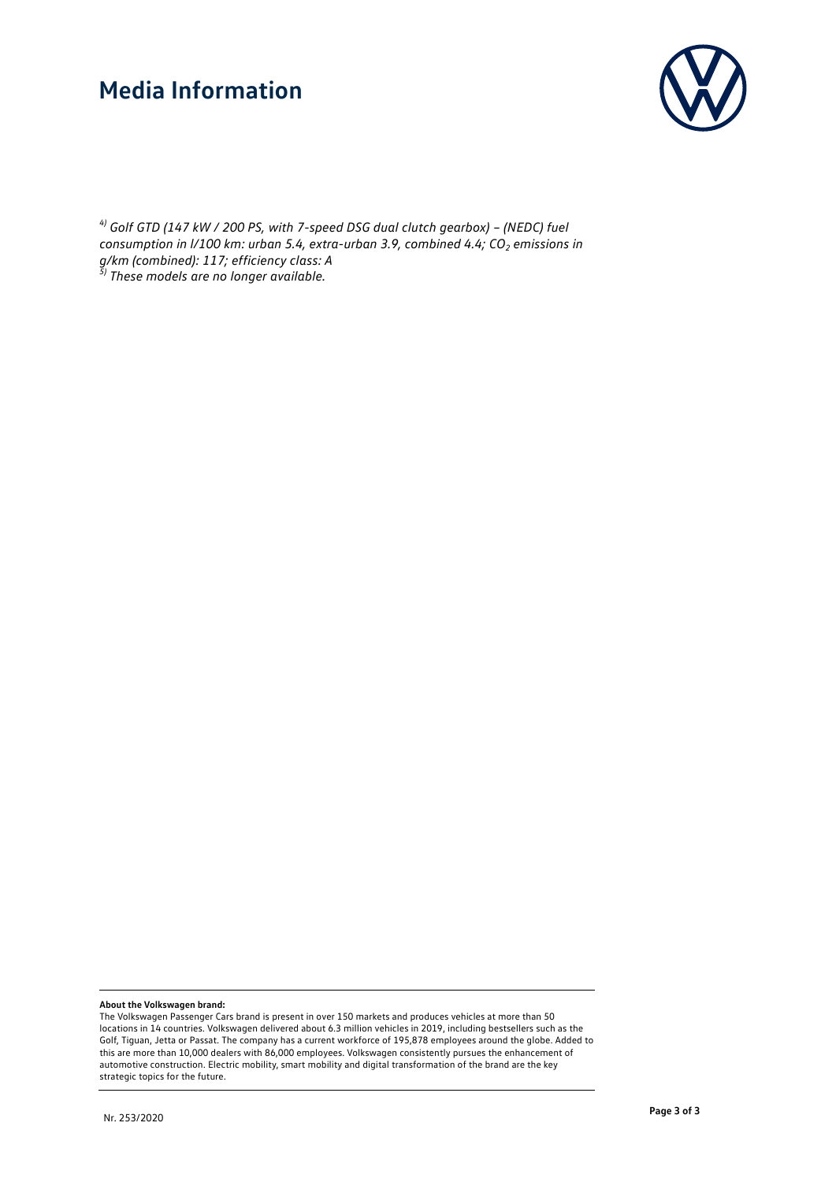*[4] Golf GTD (147 kW / 200 PS, with 7-speed DSG dual clutch gearbox) – (NEDC) fuel consumption in l/100 km: urban 5.4, extra-urban 3.9, combined 4.4; $CO_2$ emissions in g/km (combined): 117; efficiency class: A*
*[5] These models are no longer available.*

**About the Volkswagen brand:**
The Volkswagen Passenger Cars brand is present in over 150 markets and produces vehicles at more than 50 locations in 14 countries. Volkswagen delivered about 6.3 million vehicles in 2019, including bestsellers such as the Golf, Tiguan, Jetta or Passat. The company has a current workforce of 195,878 employees around the globe. Added to this are more than 10,000 dealers with 86,000 employees. Volkswagen consistently pursues the enhancement of automotive construction. Electric mobility, smart mobility and digital transformation of the brand are the key strategic topics for the future.

Nr. 253/2020